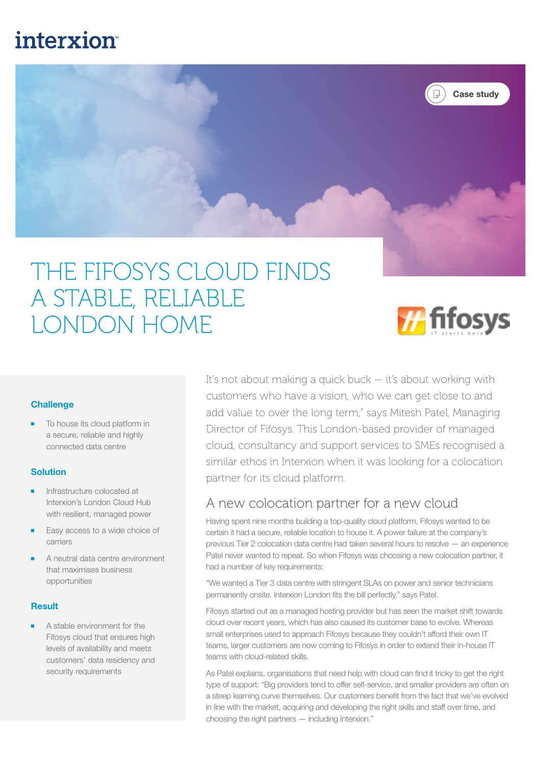interxion

Case study

# THE FIFOSYS CLOUD FINDS A STABLE, RELIABLE LONDON HOME

fifosys
IT starts here

### Challenge

- To house its cloud platform in a secure, reliable and highly connected data centre

### Solution

- Infrastructure colocated at Interxion's London Cloud Hub with resilient, managed power
- Easy access to a wide choice of carriers
- A neutral data centre environment that maximises business opportunities

### Result

- A stable environment for the Fifosys cloud that ensures high levels of availability and meets customers' data residency and security requirements

It's not about making a quick buck — it's about working with customers who have a vision, who we can get close to and add value to over the long term," says Mitesh Patel, Managing Director of Fifosys. This London-based provider of managed cloud, consultancy and support services to SMEs recognised a similar ethos in Interxion when it was looking for a colocation partner for its cloud platform.

## A new colocation partner for a new cloud

Having spent nine months building a top-quality cloud platform, Fifosys wanted to be certain it had a secure, reliable location to house it. A power failure at the company's previous Tier 2 colocation data centre had taken several hours to resolve — an experience Patel never wanted to repeat. So when Fifosys was choosing a new colocation partner, it had a number of key requirements:

"We wanted a Tier 3 data centre with stringent SLAs on power and senior technicians permanently onsite. Interxion London fits the bill perfectly," says Patel.

Fifosys started out as a managed hosting provider but has seen the market shift towards cloud over recent years, which has also caused its customer base to evolve. Whereas small enterprises used to approach Fifosys because they couldn't afford their own IT teams, larger customers are now coming to Fifosys in order to extend their in-house IT teams with cloud-related skills.

As Patel explains, organisations that need help with cloud can find it tricky to get the right type of support: "Big providers tend to offer self-service, and smaller providers are often on a steep learning curve themselves. Our customers benefit from the fact that we've evolved in line with the market, acquiring and developing the right skills and staff over time, and choosing the right partners — including Interxion."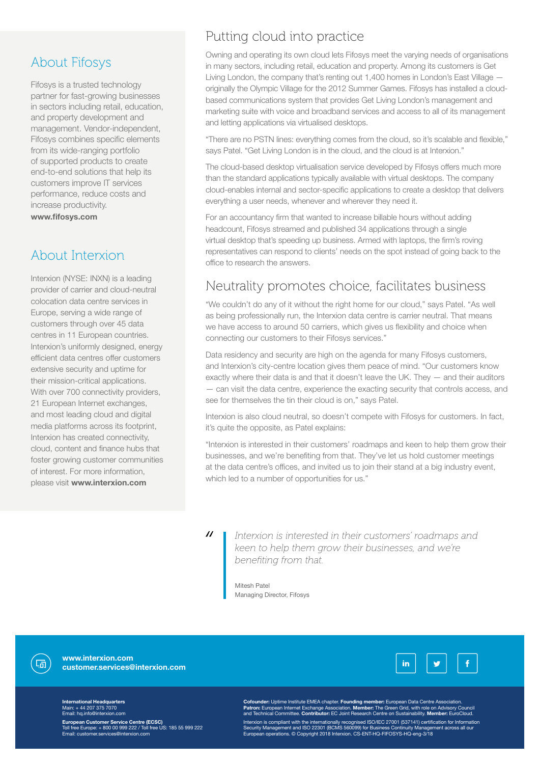## About Fifosys

Fifosys is a trusted technology partner for fast-growing businesses in sectors including retail, education, and property development and management. Vendor-independent, Fifosys combines specific elements from its wide-ranging portfolio of supported products to create end-to-end solutions that help its customers improve IT services performance, reduce costs and increase productivity.
**www.fifosys.com**

## About Interxion

Interxion (NYSE: INXN) is a leading provider of carrier and cloud-neutral colocation data centre services in Europe, serving a wide range of customers through over 45 data centres in 11 European countries. Interxion's uniformly designed, energy efficient data centres offer customers extensive security and uptime for their mission-critical applications. With over 700 connectivity providers, 21 European Internet exchanges, and most leading cloud and digital media platforms across its footprint, Interxion has created connectivity, cloud, content and finance hubs that foster growing customer communities of interest. For more information, please visit **www.interxion.com**

## Putting cloud into practice

Owning and operating its own cloud lets Fifosys meet the varying needs of organisations in many sectors, including retail, education and property. Among its customers is Get Living London, the company that's renting out 1,400 homes in London's East Village — originally the Olympic Village for the 2012 Summer Games. Fifosys has installed a cloud-based communications system that provides Get Living London's management and marketing suite with voice and broadband services and access to all of its management and letting applications via virtualised desktops.

"There are no PSTN lines: everything comes from the cloud, so it's scalable and flexible," says Patel. "Get Living London is in the cloud, and the cloud is at Interxion."

The cloud-based desktop virtualisation service developed by Fifosys offers much more than the standard applications typically available with virtual desktops. The company cloud-enables internal and sector-specific applications to create a desktop that delivers everything a user needs, whenever and wherever they need it.

For an accountancy firm that wanted to increase billable hours without adding headcount, Fifosys streamed and published 34 applications through a single virtual desktop that's speeding up business. Armed with laptops, the firm's roving representatives can respond to clients' needs on the spot instead of going back to the office to research the answers.

## Neutrality promotes choice, facilitates business

"We couldn't do any of it without the right home for our cloud," says Patel. "As well as being professionally run, the Interxion data centre is carrier neutral. That means we have access to around 50 carriers, which gives us flexibility and choice when connecting our customers to their Fifosys services."

Data residency and security are high on the agenda for many Fifosys customers, and Interxion's city-centre location gives them peace of mind. "Our customers know exactly where their data is and that it doesn't leave the UK. They — and their auditors — can visit the data centre, experience the exacting security that controls access, and see for themselves the tin their cloud is on," says Patel.

Interxion is also cloud neutral, so doesn't compete with Fifosys for customers. In fact, it's quite the opposite, as Patel explains:

"Interxion is interested in their customers' roadmaps and keen to help them grow their businesses, and we're benefiting from that. They've let us hold customer meetings at the data centre's offices, and invited us to join their stand at a big industry event, which led to a number of opportunities for us."

> *Interxion is interested in their customers' roadmaps and keen to help them grow their businesses, and we're benefiting from that.*
>
> Mitesh Patel
> Managing Director, Fifosys

**www.interxion.com**
**customer.services@interxion.com**

**International Headquarters**
Main: + 44 207 375 7070
Email: hq.info@interxion.com

**European Customer Service Centre (ECSC)**
Toll free Europe: + 800 00 999 222 / Toll free US: 185 55 999 222
Email: customer.services@interxion.com

**Cofounder:** Uptime Institute EMEA chapter. **Founding member:** European Data Centre Association. **Patron:** European Internet Exchange Association. **Member:** The Green Grid, with role on Advisory Council and Technical Committee. **Contributor:** EC Joint Research Centre on Sustainability. **Member:** EuroCloud.

Interxion is compliant with the internationally recognised ISO/IEC 27001 (537141) certification for Information Security Management and ISO 22301 (BCMS 560099) for Business Continuity Management across all our European operations. © Copyright 2018 Interxion. CS-ENT-HQ-FIFOSYS-HQ-eng-3/18